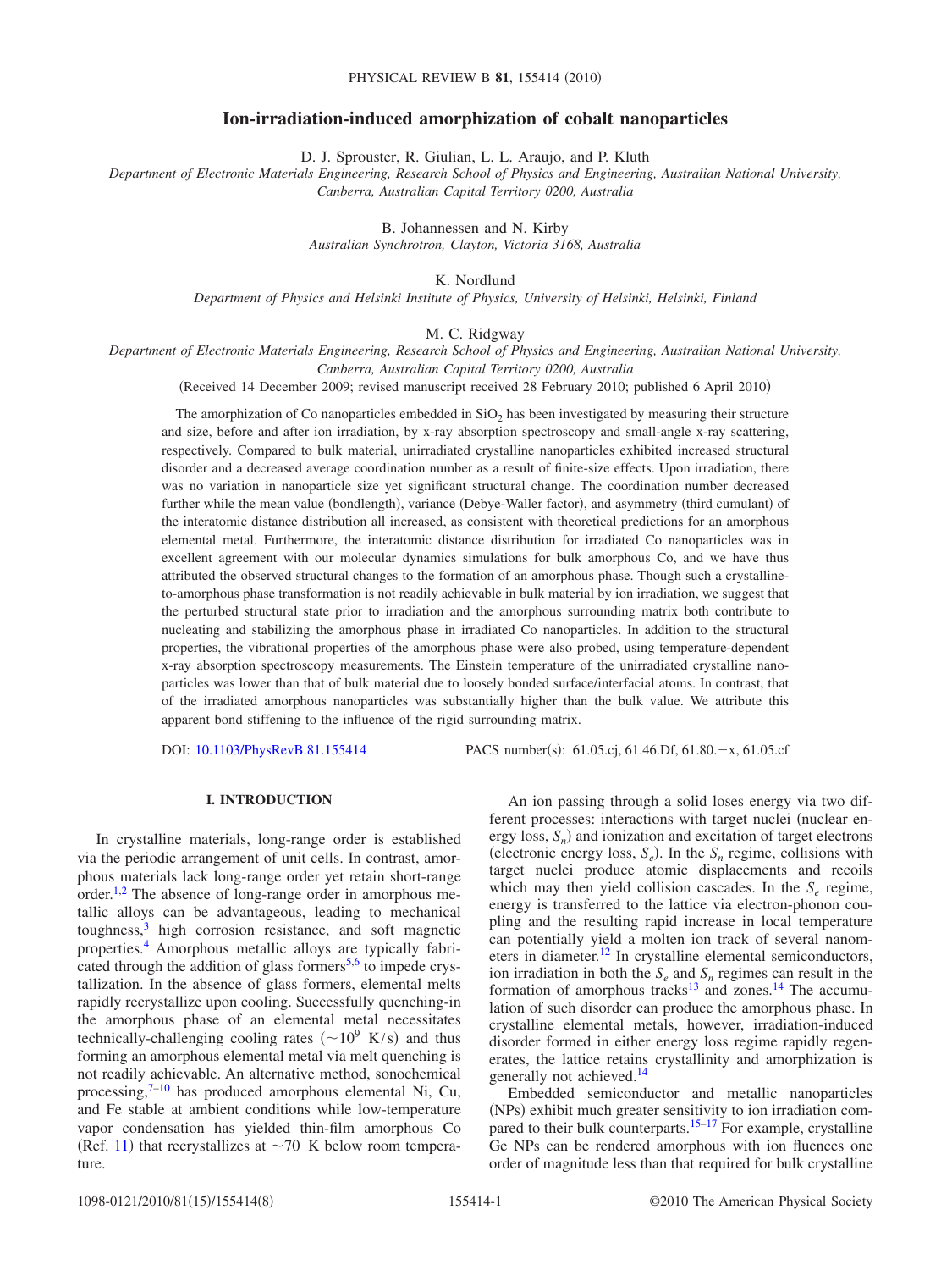# Ion-irradiation-induced amorphization of cobalt nanoparticles

D. J. Sprouster, R. Giulian, L. L. Araujo, and P. Kluth

*Department of Electronic Materials Engineering, Research School of Physics and Engineering, Australian National University, Canberra, Australian Capital Territory 0200, Australia*

B. Johannessen and N. Kirby

*Australian Synchrotron, Clayton, Victoria 3168, Australia*

K. Nordlund

*Department of Physics and Helsinki Institute of Physics, University of Helsinki, Helsinki, Finland*

M. C. Ridgway

*Department of Electronic Materials Engineering, Research School of Physics and Engineering, Australian National University, Canberra, Australian Capital Territory 0200, Australia*

(Received 14 December 2009; revised manuscript received 28 February 2010; published 6 April 2010)

The amorphization of Co nanoparticles embedded in $SiO_2$ has been investigated by measuring their structure and size, before and after ion irradiation, by x-ray absorption spectroscopy and small-angle x-ray scattering, respectively. Compared to bulk material, unirradiated crystalline nanoparticles exhibited increased structural disorder and a decreased average coordination number as a result of finite-size effects. Upon irradiation, there was no variation in nanoparticle size yet significant structural change. The coordination number decreased further while the mean value (bondlength), variance (Debye-Waller factor), and asymmetry (third cumulant) of the interatomic distance distribution all increased, as consistent with theoretical predictions for an amorphous elemental metal. Furthermore, the interatomic distance distribution for irradiated Co nanoparticles was in excellent agreement with our molecular dynamics simulations for bulk amorphous Co, and we have thus attributed the observed structural changes to the formation of an amorphous phase. Though such a crystalline-to-amorphous phase transformation is not readily achievable in bulk material by ion irradiation, we suggest that the perturbed structural state prior to irradiation and the amorphous surrounding matrix both contribute to nucleating and stabilizing the amorphous phase in irradiated Co nanoparticles. In addition to the structural properties, the vibrational properties of the amorphous phase were also probed, using temperature-dependent x-ray absorption spectroscopy measurements. The Einstein temperature of the unirradiated crystalline nanoparticles was lower than that of bulk material due to loosely bonded surface/interfacial atoms. In contrast, that of the irradiated amorphous nanoparticles was substantially higher than the bulk value. We attribute this apparent bond stiffening to the influence of the rigid surrounding matrix.

DOI: 10.1103/PhysRevB.81.155414 PACS number(s): 61.05.cj, 61.46.Df, 61.80.−x, 61.05.cf

## I. INTRODUCTION

In crystalline materials, long-range order is established via the periodic arrangement of unit cells. In contrast, amorphous materials lack long-range order yet retain short-range order.[1,2] The absence of long-range order in amorphous metallic alloys can be advantageous, leading to mechanical toughness,[3] high corrosion resistance, and soft magnetic properties.[4] Amorphous metallic alloys are typically fabricated through the addition of glass formers[5,6] to impede crystallization. In the absence of glass formers, elemental melts rapidly recrystallize upon cooling. Successfully quenching-in the amorphous phase of an elemental metal necessitates technically-challenging cooling rates ($\sim 10^9$ K/s) and thus forming an amorphous elemental metal via melt quenching is not readily achievable. An alternative method, sonochemical processing,[7–10] has produced amorphous elemental Ni, Cu, and Fe stable at ambient conditions while low-temperature vapor condensation has yielded thin-film amorphous Co (Ref. 11) that recrystallizes at $\sim 70$ K below room temperature.

An ion passing through a solid loses energy via two different processes: interactions with target nuclei (nuclear energy loss, $S_n$) and ionization and excitation of target electrons (electronic energy loss, $S_e$). In the $S_n$ regime, collisions with target nuclei produce atomic displacements and recoils which may then yield collision cascades. In the $S_e$ regime, energy is transferred to the lattice via electron-phonon coupling and the resulting rapid increase in local temperature can potentially yield a molten ion track of several nanometers in diameter.[12] In crystalline elemental semiconductors, ion irradiation in both the $S_e$ and $S_n$ regimes can result in the formation of amorphous tracks[13] and zones.[14] The accumulation of such disorder can produce the amorphous phase. In crystalline elemental metals, however, irradiation-induced disorder formed in either energy loss regime rapidly regenerates, the lattice retains crystallinity and amorphization is generally not achieved.[14]

Embedded semiconductor and metallic nanoparticles (NPs) exhibit much greater sensitivity to ion irradiation compared to their bulk counterparts.[15–17] For example, crystalline Ge NPs can be rendered amorphous with ion fluences one order of magnitude less than that required for bulk crystalline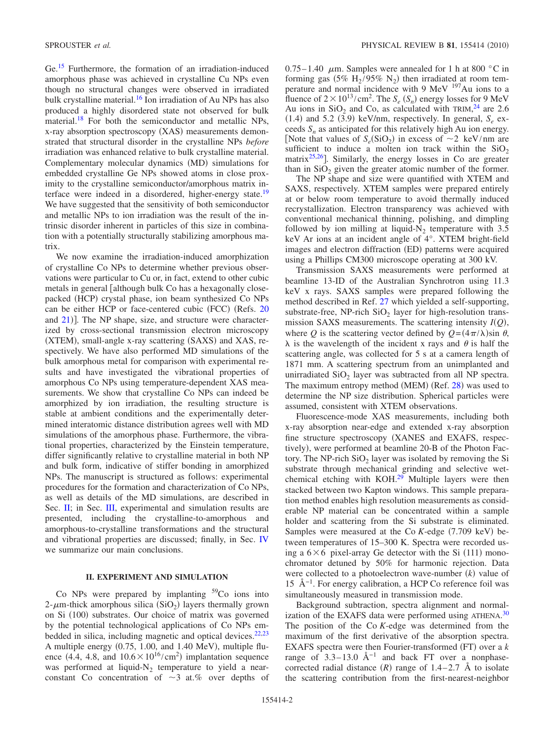Ge.[15] Furthermore, the formation of an irradiation-induced amorphous phase was achieved in crystalline Cu NPs even though no structural changes were observed in irradiated bulk crystalline material.[16] Ion irradiation of Au NPs has also produced a highly disordered state not observed for bulk material.[18] For both the semiconductor and metallic NPs, x-ray absorption spectroscopy (XAS) measurements demonstrated that structural disorder in the crystalline NPs *before* irradiation was enhanced relative to bulk crystalline material. Complementary molecular dynamics (MD) simulations for embedded crystalline Ge NPs showed atoms in close proximity to the crystalline semiconductor/amorphous matrix interface were indeed in a disordered, higher-energy state.[19] We have suggested that the sensitivity of both semiconductor and metallic NPs to ion irradiation was the result of the intrinsic disorder inherent in particles of this size in combination with a potentially structurally stabilizing amorphous matrix.

We now examine the irradiation-induced amorphization of crystalline Co NPs to determine whether previous observations were particular to Cu or, in fact, extend to other cubic metals in general [although bulk Co has a hexagonally close-packed (HCP) crystal phase, ion beam synthesized Co NPs can be either HCP or face-centered cubic (FCC) (Refs. 20 and 21)]. The NP shape, size, and structure were characterized by cross-sectional transmission electron microscopy (XTEM), small-angle x-ray scattering (SAXS) and XAS, respectively. We have also performed MD simulations of the bulk amorphous metal for comparison with experimental results and have investigated the vibrational properties of amorphous Co NPs using temperature-dependent XAS measurements. We show that crystalline Co NPs can indeed be amorphized by ion irradiation, the resulting structure is stable at ambient conditions and the experimentally determined interatomic distance distribution agrees well with MD simulations of the amorphous phase. Furthermore, the vibrational properties, characterized by the Einstein temperature, differ significantly relative to crystalline material in both NP and bulk form, indicative of stiffer bonding in amorphized NPs. The manuscript is structured as follows: experimental procedures for the formation and characterization of Co NPs, as well as details of the MD simulations, are described in Sec. II; in Sec. III, experimental and simulation results are presented, including the crystalline-to-amorphous and amorphous-to-crystalline transformations and the structural and vibrational properties are discussed; finally, in Sec. IV we summarize our main conclusions.

## II. EXPERIMENT AND SIMULATION

Co NPs were prepared by implanting $^{59}$Co ions into 2-$\mu$m-thick amorphous silica ($SiO_2$) layers thermally grown on Si (100) substrates. Our choice of matrix was governed by the potential technological applications of Co NPs embedded in silica, including magnetic and optical devices.[22,23] A multiple energy (0.75, 1.00, and 1.40 MeV), multiple fluence (4.4, 4.8, and $10.6\times10^{16}/\text{cm}^2$) implantation sequence was performed at liquid-$N_2$ temperature to yield a near-constant Co concentration of ~3 at.% over depths of 0.75–1.40 $\mu$m. Samples were annealed for 1 h at 800 °C in forming gas (5% $H_2$/95% $N_2$) then irradiated at room temperature and normal incidence with 9 MeV $^{197}$Au ions to a fluence of $2\times10^{13}/\text{cm}^2$. The $S_e$ ($S_n$) energy losses for 9 MeV Au ions in $SiO_2$ and Co, as calculated with TRIM,[24] are 2.6 (1.4) and 5.2 (3.9) keV/nm, respectively. In general, $S_e$ exceeds $S_n$ as anticipated for this relatively high Au ion energy. [Note that values of $S_e(SiO_2)$ in excess of ~2 keV/nm are sufficient to induce a molten ion track within the $SiO_2$ matrix[25,26]]. Similarly, the energy losses in Co are greater than in $SiO_2$ given the greater atomic number of the former.

The NP shape and size were quantified with XTEM and SAXS, respectively. XTEM samples were prepared entirely at or below room temperature to avoid thermally induced recrystallization. Electron transparency was achieved with conventional mechanical thinning, polishing, and dimpling followed by ion milling at liquid-$N_2$ temperature with 3.5 keV Ar ions at an incident angle of 4°. XTEM bright-field images and electron diffraction (ED) patterns were acquired using a Phillips CM300 microscope operating at 300 kV.

Transmission SAXS measurements were performed at beamline 13-ID of the Australian Synchrotron using 11.3 keV x rays. SAXS samples were prepared following the method described in Ref. 27 which yielded a self-supporting, substrate-free, NP-rich $SiO_2$ layer for high-resolution transmission SAXS measurements. The scattering intensity $I(Q)$, where $Q$ is the scattering vector defined by $Q=(4\pi/\lambda)\sin\theta$, $\lambda$ is the wavelength of the incident x rays and $\theta$ is half the scattering angle, was collected for 5 s at a camera length of 1871 mm. A scattering spectrum from an unimplanted and unirradiated $SiO_2$ layer was subtracted from all NP spectra. The maximum entropy method (MEM) (Ref. 28) was used to determine the NP size distribution. Spherical particles were assumed, consistent with XTEM observations.

Fluorescence-mode XAS measurements, including both x-ray absorption near-edge and extended x-ray absorption fine structure spectroscopy (XANES and EXAFS, respectively), were performed at beamline 20-B of the Photon Factory. The NP-rich $SiO_2$ layer was isolated by removing the Si substrate through mechanical grinding and selective wet-chemical etching with KOH.[29] Multiple layers were then stacked between two Kapton windows. This sample preparation method enables high resolution measurements as considerable NP material can be concentrated within a sample holder and scattering from the Si substrate is eliminated. Samples were measured at the Co $K$-edge (7.709 keV) between temperatures of 15–300 K. Spectra were recorded using a $6\times6$ pixel-array Ge detector with the Si (111) monochromator detuned by 50% for harmonic rejection. Data were collected to a photoelectron wave-number ($k$) value of 15 Å$^{-1}$. For energy calibration, a HCP Co reference foil was simultaneously measured in transmission mode.

Background subtraction, spectra alignment and normalization of the EXAFS data were performed using ATHENA.[30] The position of the Co $K$-edge was determined from the maximum of the first derivative of the absorption spectra. EXAFS spectra were then Fourier-transformed (FT) over a $k$ range of 3.3–13.0 Å$^{-1}$ and back FT over a nonphase-corrected radial distance ($R$) range of 1.4–2.7 Å to isolate the scattering contribution from the first-nearest-neighbor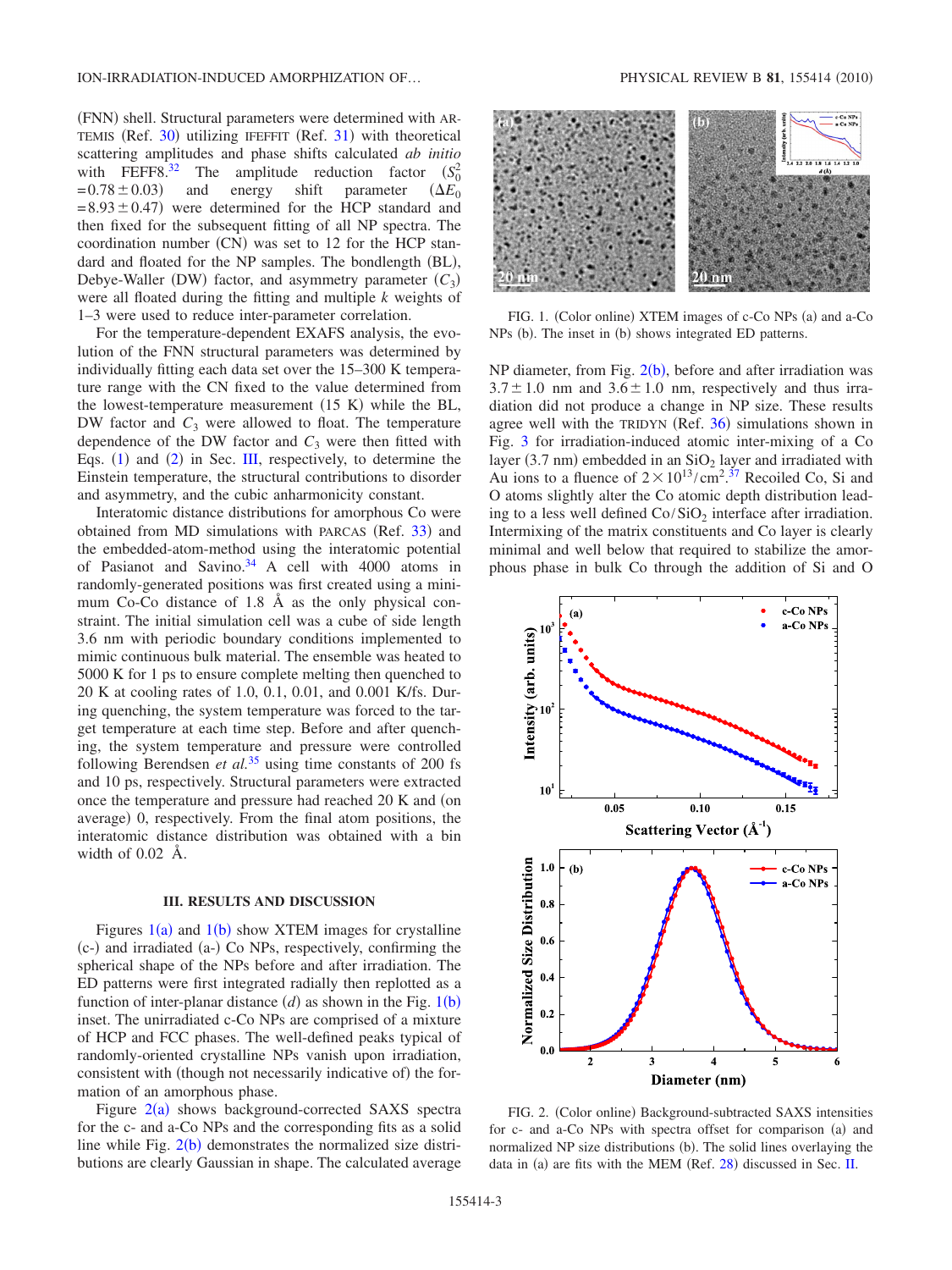(FNN) shell. Structural parameters were determined with ARTEMIS (Ref. 30) utilizing IFEFFIT (Ref. 31) with theoretical scattering amplitudes and phase shifts calculated *ab initio* with FEFF8.[32] The amplitude reduction factor ($S_0^2 = 0.78 \pm 0.03$) and energy shift parameter ($\Delta E_0 = 8.93 \pm 0.47$) were determined for the HCP standard and then fixed for the subsequent fitting of all NP spectra. The coordination number (CN) was set to 12 for the HCP standard and floated for the NP samples. The bondlength (BL), Debye-Waller (DW) factor, and asymmetry parameter ($C_3$) were all floated during the fitting and multiple $k$ weights of 1–3 were used to reduce inter-parameter correlation.

For the temperature-dependent EXAFS analysis, the evolution of the FNN structural parameters was determined by individually fitting each data set over the 15–300 K temperature range with the CN fixed to the value determined from the lowest-temperature measurement (15 K) while the BL, DW factor and $C_3$ were allowed to float. The temperature dependence of the DW factor and $C_3$ were then fitted with Eqs. (1) and (2) in Sec. III, respectively, to determine the Einstein temperature, the structural contributions to disorder and asymmetry, and the cubic anharmonicity constant.

Interatomic distance distributions for amorphous Co were obtained from MD simulations with PARCAS (Ref. 33) and the embedded-atom-method using the interatomic potential of Pasianot and Savino.[34] A cell with 4000 atoms in randomly-generated positions was first created using a minimum Co-Co distance of 1.8 Å as the only physical constraint. The initial simulation cell was a cube of side length 3.6 nm with periodic boundary conditions implemented to mimic continuous bulk material. The ensemble was heated to 5000 K for 1 ps to ensure complete melting then quenched to 20 K at cooling rates of 1.0, 0.1, 0.01, and 0.001 K/fs. During quenching, the system temperature was forced to the target temperature at each time step. Before and after quenching, the system temperature and pressure were controlled following Berendsen *et al.*[35] using time constants of 200 fs and 10 ps, respectively. Structural parameters were extracted once the temperature and pressure had reached 20 K and (on average) 0, respectively. From the final atom positions, the interatomic distance distribution was obtained with a bin width of 0.02 Å.

## III. RESULTS AND DISCUSSION

Figures 1(a) and 1(b) show XTEM images for crystalline (c-) and irradiated (a-) Co NPs, respectively, confirming the spherical shape of the NPs before and after irradiation. The ED patterns were first integrated radially then replotted as a function of inter-planar distance ($d$) as shown in the Fig. 1(b) inset. The unirradiated c-Co NPs are comprised of a mixture of HCP and FCC phases. The well-defined peaks typical of randomly-oriented crystalline NPs vanish upon irradiation, consistent with (though not necessarily indicative of) the formation of an amorphous phase.

Figure 2(a) shows background-corrected SAXS spectra for the c- and a-Co NPs and the corresponding fits as a solid line while Fig. 2(b) demonstrates the normalized size distributions are clearly Gaussian in shape. The calculated average NP diameter, from Fig. 2(b), before and after irradiation was $3.7 \pm 1.0$ nm and $3.6 \pm 1.0$ nm, respectively and thus irradiation did not produce a change in NP size. These results agree well with the TRIDYN (Ref. 36) simulations shown in Fig. 3 for irradiation-induced atomic inter-mixing of a Co layer (3.7 nm) embedded in an $SiO_2$ layer and irradiated with Au ions to a fluence of $2 \times 10^{13}/\text{cm}^2$.[37] Recoiled Co, Si and O atoms slightly alter the Co atomic depth distribution leading to a less well defined $Co/SiO_2$ interface after irradiation. Intermixing of the matrix constituents and Co layer is clearly minimal and well below that required to stabilize the amorphous phase in bulk Co through the addition of Si and O

FIG. 1. (Color online) XTEM images of c-Co NPs (a) and a-Co NPs (b). The inset in (b) shows integrated ED patterns.

FIG. 2. (Color online) Background-subtracted SAXS intensities for c- and a-Co NPs with spectra offset for comparison (a) and normalized NP size distributions (b). The solid lines overlaying the data in (a) are fits with the MEM (Ref. 28) discussed in Sec. II.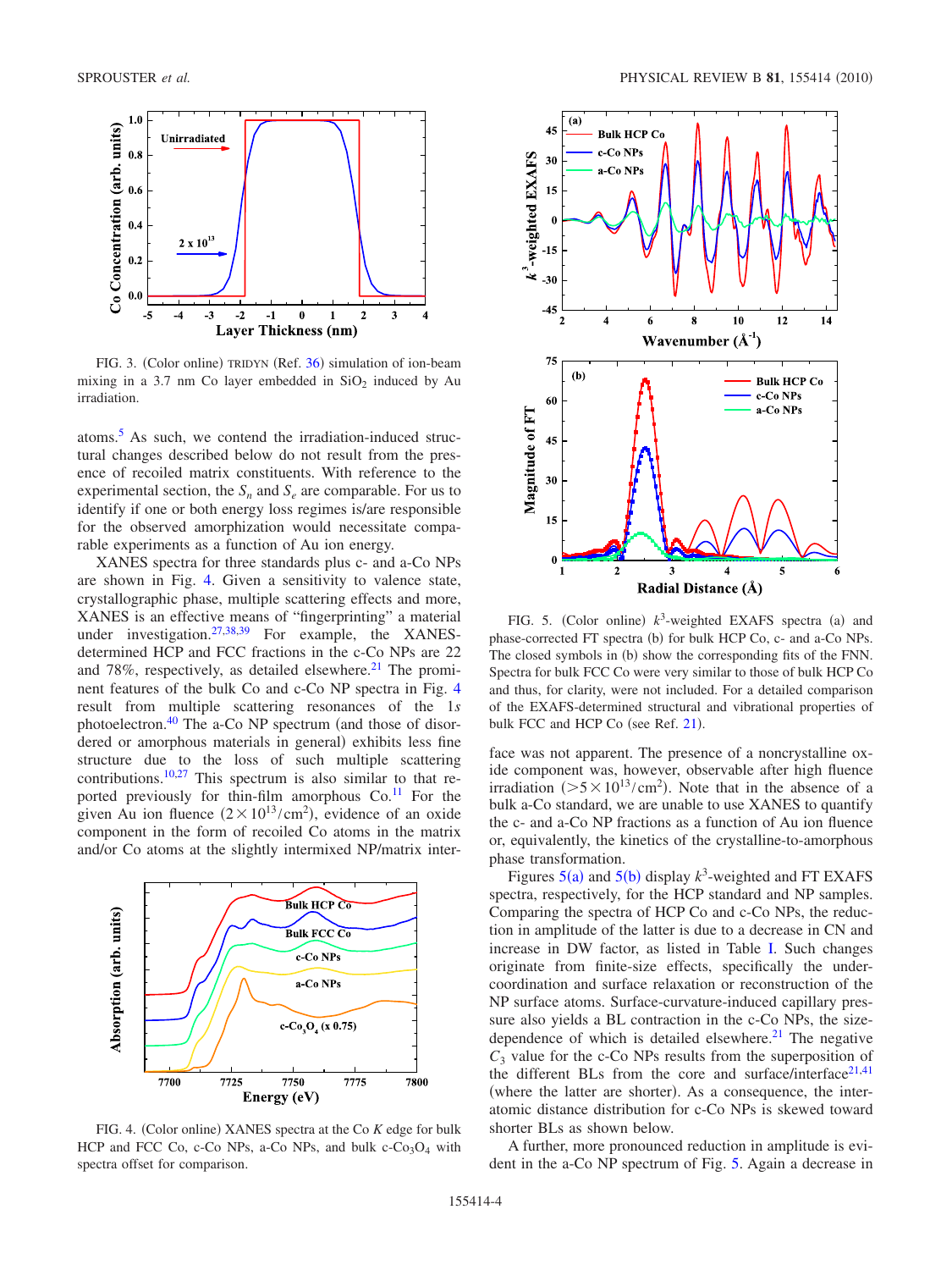FIG. 3. (Color online) TRIDYN (Ref. 36) simulation of ion-beam mixing in a 3.7 nm Co layer embedded in $SiO_2$ induced by Au irradiation.

atoms.[5] As such, we contend the irradiation-induced structural changes described below do not result from the presence of recoiled matrix constituents. With reference to the experimental section, the $S_n$ and $S_e$ are comparable. For us to identify if one or both energy loss regimes is/are responsible for the observed amorphization would necessitate comparable experiments as a function of Au ion energy.

XANES spectra for three standards plus c- and a-Co NPs are shown in Fig. 4. Given a sensitivity to valence state, crystallographic phase, multiple scattering effects and more, XANES is an effective means of "fingerprinting" a material under investigation.[27,38,39] For example, the XANES-determined HCP and FCC fractions in the c-Co NPs are 22 and 78%, respectively, as detailed elsewhere.[21] The prominent features of the bulk Co and c-Co NP spectra in Fig. 4 result from multiple scattering resonances of the 1*s* photoelectron.[40] The a-Co NP spectrum (and those of disordered or amorphous materials in general) exhibits less fine structure due to the loss of such multiple scattering contributions.[10,27] This spectrum is also similar to that reported previously for thin-film amorphous Co.[11] For the given Au ion fluence ($2\times10^{13}/\text{cm}^2$), evidence of an oxide component in the form of recoiled Co atoms in the matrix and/or Co atoms at the slightly intermixed NP/matrix interface was not apparent. The presence of a noncrystalline oxide component was, however, observable after high fluence irradiation ($>5\times10^{13}/\text{cm}^2$). Note that in the absence of a bulk a-Co standard, we are unable to use XANES to quantify the c- and a-Co NP fractions as a function of Au ion fluence or, equivalently, the kinetics of the crystalline-to-amorphous phase transformation.

FIG. 4. (Color online) XANES spectra at the Co *K* edge for bulk HCP and FCC Co, c-Co NPs, a-Co NPs, and bulk c-$Co_3O_4$ with spectra offset for comparison.

FIG. 5. (Color online) $k^3$-weighted EXAFS spectra (a) and phase-corrected FT spectra (b) for bulk HCP Co, c- and a-Co NPs. The closed symbols in (b) show the corresponding fits of the FNN. Spectra for bulk FCC Co were very similar to those of bulk HCP Co and thus, for clarity, were not included. For a detailed comparison of the EXAFS-determined structural and vibrational properties of bulk FCC and HCP Co (see Ref. 21).

Figures 5(a) and 5(b) display $k^3$-weighted and FT EXAFS spectra, respectively, for the HCP standard and NP samples. Comparing the spectra of HCP Co and c-Co NPs, the reduction in amplitude of the latter is due to a decrease in CN and increase in DW factor, as listed in Table I. Such changes originate from finite-size effects, specifically the undercoordination and surface relaxation or reconstruction of the NP surface atoms. Surface-curvature-induced capillary pressure also yields a BL contraction in the c-Co NPs, the size-dependence of which is detailed elsewhere.[21] The negative $C_3$ value for the c-Co NPs results from the superposition of the different BLs from the core and surface/interface[21,41] (where the latter are shorter). As a consequence, the interatomic distance distribution for c-Co NPs is skewed toward shorter BLs as shown below.

A further, more pronounced reduction in amplitude is evident in the a-Co NP spectrum of Fig. 5. Again a decrease in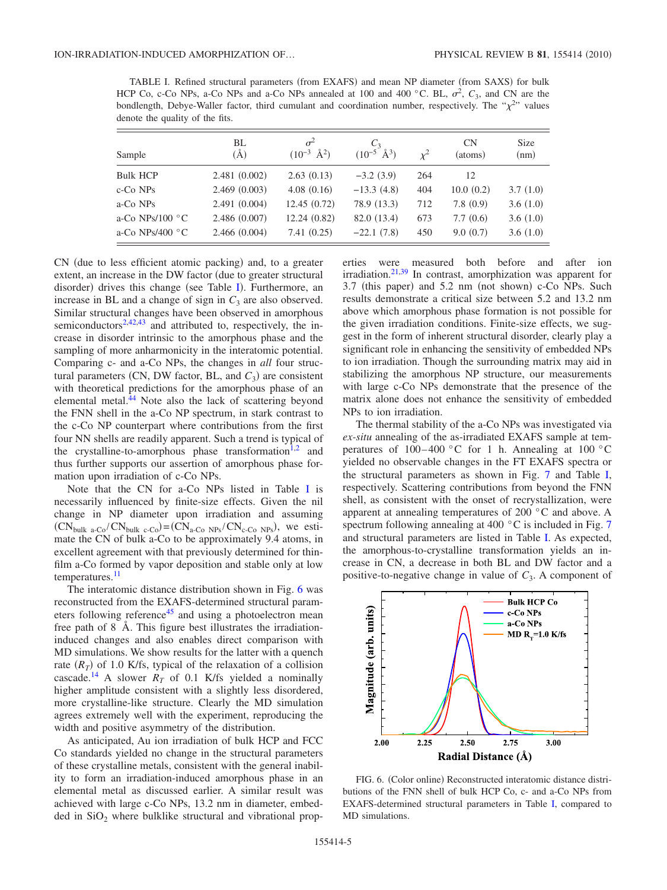TABLE I. Refined structural parameters (from EXAFS) and mean NP diameter (from SAXS) for bulk HCP Co, c-Co NPs, a-Co NPs and a-Co NPs annealed at 100 and 400 °C. BL, $\sigma^2$, $C_3$, and CN are the bondlength, Debye-Waller factor, third cumulant and coordination number, respectively. The "$\chi^2$" values denote the quality of the fits.

| Sample | BL (Å) | $\sigma^2$ ($10^{-3}$ Å$^2$) | $C_3$ ($10^{-5}$ Å$^3$) | $\chi^2$ | CN (atoms) | Size (nm) |
|---|---|---|---|---|---|---|
| Bulk HCP | 2.481 (0.002) | 2.63 (0.13) | −3.2 (3.9) | 264 | 12 | |
| c-Co NPs | 2.469 (0.003) | 4.08 (0.16) | −13.3 (4.8) | 404 | 10.0 (0.2) | 3.7 (1.0) |
| a-Co NPs | 2.491 (0.004) | 12.45 (0.72) | 78.9 (13.3) | 712 | 7.8 (0.9) | 3.6 (1.0) |
| a-Co NPs/100 °C | 2.486 (0.007) | 12.24 (0.82) | 82.0 (13.4) | 673 | 7.7 (0.6) | 3.6 (1.0) |
| a-Co NPs/400 °C | 2.466 (0.004) | 7.41 (0.25) | −22.1 (7.8) | 450 | 9.0 (0.7) | 3.6 (1.0) |

CN (due to less efficient atomic packing) and, to a greater extent, an increase in the DW factor (due to greater structural disorder) drives this change (see Table I). Furthermore, an increase in BL and a change of sign in $C_3$ are also observed. Similar structural changes have been observed in amorphous semiconductors[2,42,43] and attributed to, respectively, the increase in disorder intrinsic to the amorphous phase and the sampling of more anharmonicity in the interatomic potential. Comparing c- and a-Co NPs, the changes in *all* four structural parameters (CN, DW factor, BL, and $C_3$) are consistent with theoretical predictions for the amorphous phase of an elemental metal.[44] Note also the lack of scattering beyond the FNN shell in the a-Co NP spectrum, in stark contrast to the c-Co NP counterpart where contributions from the first four NN shells are readily apparent. Such a trend is typical of the crystalline-to-amorphous phase transformation[1,2] and thus further supports our assertion of amorphous phase formation upon irradiation of c-Co NPs.

Note that the CN for a-Co NPs listed in Table I is necessarily influenced by finite-size effects. Given the nil change in NP diameter upon irradiation and assuming $(CN_{\text{bulk a-Co}}/CN_{\text{bulk c-Co}})=(CN_{\text{a-Co NPs}}/CN_{\text{c-Co NPs}})$, we estimate the CN of bulk a-Co to be approximately 9.4 atoms, in excellent agreement with that previously determined for thin-film a-Co formed by vapor deposition and stable only at low temperatures.[11]

The interatomic distance distribution shown in Fig. 6 was reconstructed from the EXAFS-determined structural parameters following reference[45] and using a photoelectron mean free path of 8 Å. This figure best illustrates the irradiation-induced changes and also enables direct comparison with MD simulations. We show results for the latter with a quench rate ($R_T$) of 1.0 K/fs, typical of the relaxation of a collision cascade.[14] A slower $R_T$ of 0.1 K/fs yielded a nominally higher amplitude consistent with a slightly less disordered, more crystalline-like structure. Clearly the MD simulation agrees extremely well with the experiment, reproducing the width and positive asymmetry of the distribution.

As anticipated, Au ion irradiation of bulk HCP and FCC Co standards yielded no change in the structural parameters of these crystalline metals, consistent with the general inability to form an irradiation-induced amorphous phase in an elemental metal as discussed earlier. A similar result was achieved with large c-Co NPs, 13.2 nm in diameter, embedded in $SiO_2$ where bulklike structural and vibrational properties were measured both before and after ion irradiation.[21,39] In contrast, amorphization was apparent for 3.7 (this paper) and 5.2 nm (not shown) c-Co NPs. Such results demonstrate a critical size between 5.2 and 13.2 nm above which amorphous phase formation is not possible for the given irradiation conditions. Finite-size effects, we suggest in the form of inherent structural disorder, clearly play a significant role in enhancing the sensitivity of embedded NPs to ion irradiation. Though the surrounding matrix may aid in stabilizing the amorphous NP structure, our measurements with large c-Co NPs demonstrate that the presence of the matrix alone does not enhance the sensitivity of embedded NPs to ion irradiation.

The thermal stability of the a-Co NPs was investigated via *ex-situ* annealing of the as-irradiated EXAFS sample at temperatures of 100–400 °C for 1 h. Annealing at 100 °C yielded no observable changes in the FT EXAFS spectra or the structural parameters as shown in Fig. 7 and Table I, respectively. Scattering contributions from beyond the FNN shell, as consistent with the onset of recrystallization, were apparent at annealing temperatures of 200 °C and above. A spectrum following annealing at 400 °C is included in Fig. 7 and structural parameters are listed in Table I. As expected, the amorphous-to-crystalline transformation yields an increase in CN, a decrease in both BL and DW factor and a positive-to-negative change in value of $C_3$. A component of

FIG. 6. (Color online) Reconstructed interatomic distance distributions of the FNN shell of bulk HCP Co, c- and a-Co NPs from EXAFS-determined structural parameters in Table I, compared to MD simulations.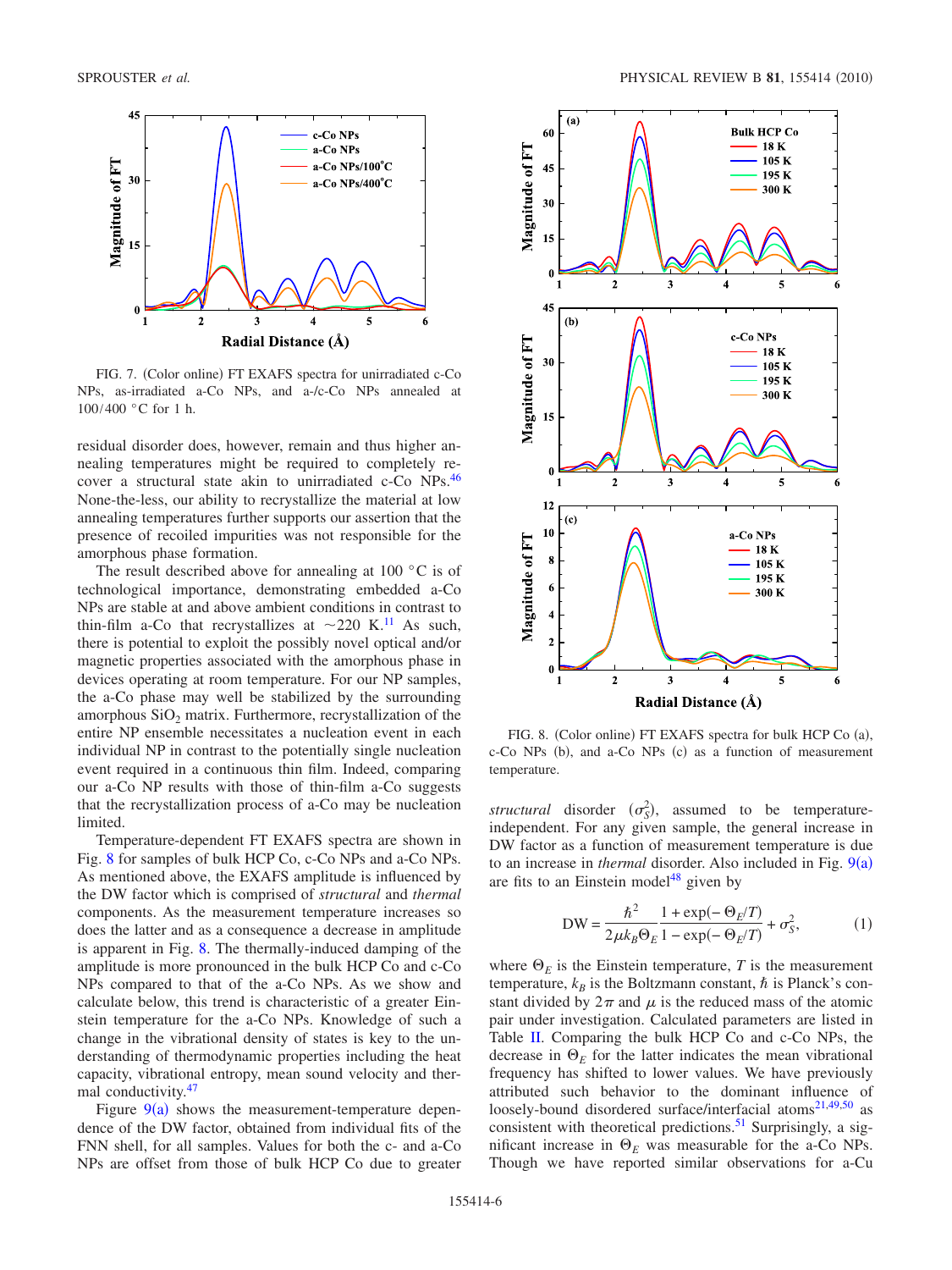FIG. 7. (Color online) FT EXAFS spectra for unirradiated c-Co NPs, as-irradiated a-Co NPs, and a-/c-Co NPs annealed at 100/400 °C for 1 h.

residual disorder does, however, remain and thus higher annealing temperatures might be required to completely recover a structural state akin to unirradiated c-Co NPs.[46] None-the-less, our ability to recrystallize the material at low annealing temperatures further supports our assertion that the presence of recoiled impurities was not responsible for the amorphous phase formation.

The result described above for annealing at 100 °C is of technological importance, demonstrating embedded a-Co NPs are stable at and above ambient conditions in contrast to thin-film a-Co that recrystallizes at ~220 K.[11] As such, there is potential to exploit the possibly novel optical and/or magnetic properties associated with the amorphous phase in devices operating at room temperature. For our NP samples, the a-Co phase may well be stabilized by the surrounding amorphous $SiO_2$ matrix. Furthermore, recrystallization of the entire NP ensemble necessitates a nucleation event in each individual NP in contrast to the potentially single nucleation event required in a continuous thin film. Indeed, comparing our a-Co NP results with those of thin-film a-Co suggests that the recrystallization process of a-Co may be nucleation limited.

Temperature-dependent FT EXAFS spectra are shown in Fig. 8 for samples of bulk HCP Co, c-Co NPs and a-Co NPs. As mentioned above, the EXAFS amplitude is influenced by the DW factor which is comprised of *structural* and *thermal* components. As the measurement temperature increases so does the latter and as a consequence a decrease in amplitude is apparent in Fig. 8. The thermally-induced damping of the amplitude is more pronounced in the bulk HCP Co and c-Co NPs compared to that of the a-Co NPs. As we show and calculate below, this trend is characteristic of a greater Einstein temperature for the a-Co NPs. Knowledge of such a change in the vibrational density of states is key to the understanding of thermodynamic properties including the heat capacity, vibrational entropy, mean sound velocity and thermal conductivity.[47]

Figure 9(a) shows the measurement-temperature dependence of the DW factor, obtained from individual fits of the FNN shell, for all samples. Values for both the c- and a-Co NPs are offset from those of bulk HCP Co due to greater

FIG. 8. (Color online) FT EXAFS spectra for bulk HCP Co (a), c-Co NPs (b), and a-Co NPs (c) as a function of measurement temperature.

*structural* disorder ($\sigma_S^2$), assumed to be temperature-independent. For any given sample, the general increase in DW factor as a function of measurement temperature is due to an increase in *thermal* disorder. Also included in Fig. 9(a) are fits to an Einstein model[48] given by

$$\mathrm{DW} = \frac{\hbar^2}{2\mu k_B \Theta_E} \frac{1 + \exp(-\Theta_E/T)}{1 - \exp(-\Theta_E/T)} + \sigma_S^2, \tag{1}$$

where $\Theta_E$ is the Einstein temperature, $T$ is the measurement temperature, $k_B$ is the Boltzmann constant, $\hbar$ is Planck's constant divided by $2\pi$ and $\mu$ is the reduced mass of the atomic pair under investigation. Calculated parameters are listed in Table II. Comparing the bulk HCP Co and c-Co NPs, the decrease in $\Theta_E$ for the latter indicates the mean vibrational frequency has shifted to lower values. We have previously attributed such behavior to the dominant influence of loosely-bound disordered surface/interfacial atoms[21,49,50] as consistent with theoretical predictions.[51] Surprisingly, a significant increase in $\Theta_E$ was measurable for the a-Co NPs. Though we have reported similar observations for a-Cu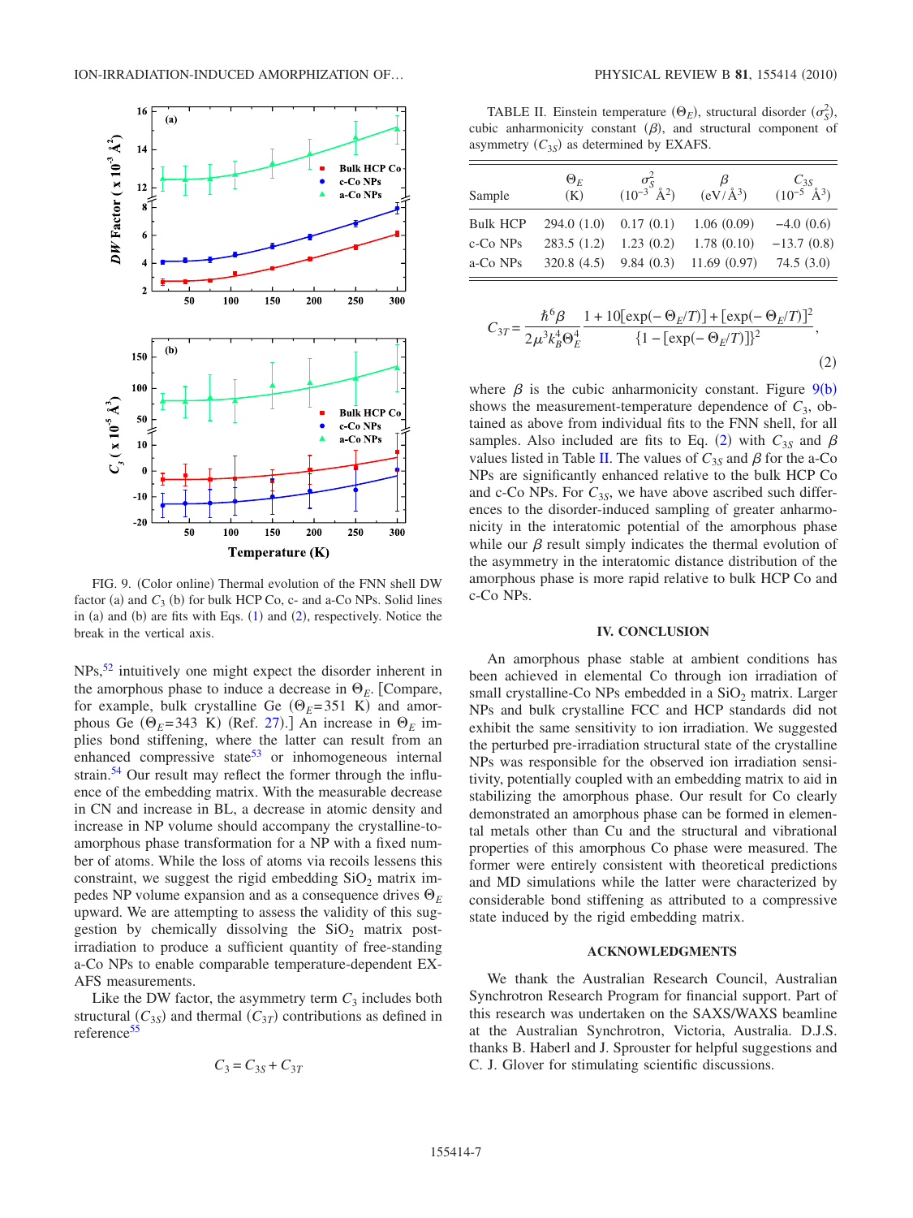FIG. 9. (Color online) Thermal evolution of the FNN shell DW factor (a) and $C_3$ (b) for bulk HCP Co, c- and a-Co NPs. Solid lines in (a) and (b) are fits with Eqs. (1) and (2), respectively. Notice the break in the vertical axis.

NPs,[52] intuitively one might expect the disorder inherent in the amorphous phase to induce a decrease in $\Theta_E$. [Compare, for example, bulk crystalline Ge ($\Theta_E$=351 K) and amorphous Ge ($\Theta_E$=343 K) (Ref. 27).] An increase in $\Theta_E$ implies bond stiffening, where the latter can result from an enhanced compressive state[53] or inhomogeneous internal strain.[54] Our result may reflect the former through the influence of the embedding matrix. With the measurable decrease in CN and increase in BL, a decrease in atomic density and increase in NP volume should accompany the crystalline-to-amorphous phase transformation for a NP with a fixed number of atoms. While the loss of atoms via recoils lessens this constraint, we suggest the rigid embedding $SiO_2$ matrix impedes NP volume expansion and as a consequence drives $\Theta_E$ upward. We are attempting to assess the validity of this suggestion by chemically dissolving the $SiO_2$ matrix post-irradiation to produce a sufficient quantity of free-standing a-Co NPs to enable comparable temperature-dependent EXAFS measurements.

Like the DW factor, the asymmetry term $C_3$ includes both structural ($C_{3S}$) and thermal ($C_{3T}$) contributions as defined in reference[55]

$$C_3 = C_{3S} + C_{3T}$$

TABLE II. Einstein temperature ($\Theta_E$), structural disorder ($\sigma_S^2$), cubic anharmonicity constant ($\beta$), and structural component of asymmetry ($C_{3S}$) as determined by EXAFS.

| Sample | $\Theta_E$ (K) | $\sigma_S^2$ ($10^{-3}$ Å$^2$) | $\beta$ (eV/Å$^3$) | $C_{3S}$ ($10^{-5}$ Å$^3$) |
|---|---|---|---|---|
| Bulk HCP | 294.0 (1.0) | 0.17 (0.1) | 1.06 (0.09) | −4.0 (0.6) |
| c-Co NPs | 283.5 (1.2) | 1.23 (0.2) | 1.78 (0.10) | −13.7 (0.8) |
| a-Co NPs | 320.8 (4.5) | 9.84 (0.3) | 11.69 (0.97) | 74.5 (3.0) |

$$C_{3T} = \frac{\hbar^6 \beta}{2\mu^3 k_B^4 \Theta_E^4} \frac{1 + 10[\exp(-\Theta_E/T)] + [\exp(-\Theta_E/T)]^2}{\{1 - [\exp(-\Theta_E/T)]\}^2}, \quad (2)$$

where $\beta$ is the cubic anharmonicity constant. Figure 9(b) shows the measurement-temperature dependence of $C_3$, obtained as above from individual fits to the FNN shell, for all samples. Also included are fits to Eq. (2) with $C_{3S}$ and $\beta$ values listed in Table II. The values of $C_{3S}$ and $\beta$ for the a-Co NPs are significantly enhanced relative to the bulk HCP Co and c-Co NPs. For $C_{3S}$, we have above ascribed such differences to the disorder-induced sampling of greater anharmonicity in the interatomic potential of the amorphous phase while our $\beta$ result simply indicates the thermal evolution of the asymmetry in the interatomic distance distribution of the amorphous phase is more rapid relative to bulk HCP Co and c-Co NPs.

## IV. CONCLUSION

An amorphous phase stable at ambient conditions has been achieved in elemental Co through ion irradiation of small crystalline-Co NPs embedded in a $SiO_2$ matrix. Larger NPs and bulk crystalline FCC and HCP standards did not exhibit the same sensitivity to ion irradiation. We suggested the perturbed pre-irradiation structural state of the crystalline NPs was responsible for the observed ion irradiation sensitivity, potentially coupled with an embedding matrix to aid in stabilizing the amorphous phase. Our result for Co clearly demonstrated an amorphous phase can be formed in elemental metals other than Cu and the structural and vibrational properties of this amorphous Co phase were measured. The former were entirely consistent with theoretical predictions and MD simulations while the latter were characterized by considerable bond stiffening as attributed to a compressive state induced by the rigid embedding matrix.

## ACKNOWLEDGMENTS

We thank the Australian Research Council, Australian Synchrotron Research Program for financial support. Part of this research was undertaken on the SAXS/WAXS beamline at the Australian Synchrotron, Victoria, Australia. D.J.S. thanks B. Haberl and J. Sprouster for helpful suggestions and C. J. Glover for stimulating scientific discussions.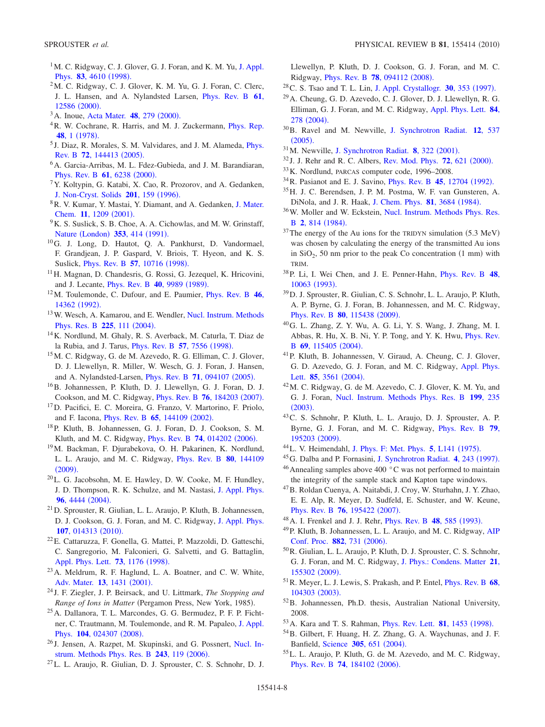[1] M. C. Ridgway, C. J. Glover, G. J. Foran, and K. M. Yu, J. Appl. Phys. **83**, 4610 (1998).

[2] M. C. Ridgway, C. J. Glover, K. M. Yu, G. J. Foran, C. Clerc, J. L. Hansen, and A. Nylandsted Larsen, Phys. Rev. B **61**, 12586 (2000).

[3] A. Inoue, Acta Mater. **48**, 279 (2000).

[4] R. W. Cochrane, R. Harris, and M. J. Zuckermann, Phys. Rep. **48**, 1 (1978).

[5] J. Diaz, R. Morales, S. M. Valvidares, and J. M. Alameda, Phys. Rev. B **72**, 144413 (2005).

[6] A. Garcia-Arribas, M. L. Fdez-Gubieda, and J. M. Barandiaran, Phys. Rev. B **61**, 6238 (2000).

[7] Y. Koltypin, G. Katabi, X. Cao, R. Prozorov, and A. Gedanken, J. Non-Cryst. Solids **201**, 159 (1996).

[8] R. V. Kumar, Y. Mastai, Y. Diamant, and A. Gedanken, J. Mater. Chem. **11**, 1209 (2001).

[9] K. S. Suslick, S. B. Choe, A. A. Cichowlas, and M. W. Grinstaff, Nature (London) **353**, 414 (1991).

[10] G. J. Long, D. Hautot, Q. A. Pankhurst, D. Vandormael, F. Grandjean, J. P. Gaspard, V. Briois, T. Hyeon, and K. S. Suslick, Phys. Rev. B **57**, 10716 (1998).

[11] H. Magnan, D. Chandesris, G. Rossi, G. Jezequel, K. Hricovini, and J. Lecante, Phys. Rev. B **40**, 9989 (1989).

[12] M. Toulemonde, C. Dufour, and E. Paumier, Phys. Rev. B **46**, 14362 (1992).

[13] W. Wesch, A. Kamarou, and E. Wendler, Nucl. Instrum. Methods Phys. Res. B **225**, 111 (2004).

[14] K. Nordlund, M. Ghaly, R. S. Averback, M. Caturla, T. Diaz de la Rubia, and J. Tarus, Phys. Rev. B **57**, 7556 (1998).

[15] M. C. Ridgway, G. de M. Azevedo, R. G. Elliman, C. J. Glover, D. J. Llewellyn, R. Miller, W. Wesch, G. J. Foran, J. Hansen, and A. Nylandsted-Larsen, Phys. Rev. B **71**, 094107 (2005).

[16] B. Johannessen, P. Kluth, D. J. Llewellyn, G. J. Foran, D. J. Cookson, and M. C. Ridgway, Phys. Rev. B **76**, 184203 (2007).

[17] D. Pacifici, E. C. Moreira, G. Franzo, V. Martorino, F. Priolo, and F. Iacona, Phys. Rev. B **65**, 144109 (2002).

[18] P. Kluth, B. Johannessen, G. J. Foran, D. J. Cookson, S. M. Kluth, and M. C. Ridgway, Phys. Rev. B **74**, 014202 (2006).

[19] M. Backman, F. Djurabekova, O. H. Pakarinen, K. Nordlund, L. L. Araujo, and M. C. Ridgway, Phys. Rev. B **80**, 144109 (2009).

[20] L. G. Jacobsohn, M. E. Hawley, D. W. Cooke, M. F. Hundley, J. D. Thompson, R. K. Schulze, and M. Nastasi, J. Appl. Phys. **96**, 4444 (2004).

[21] D. Sprouster, R. Giulian, L. L. Araujo, P. Kluth, B. Johannessen, D. J. Cookson, G. J. Foran, and M. C. Ridgway, J. Appl. Phys. **107**, 014313 (2010).

[22] E. Cattaruzza, F. Gonella, G. Mattei, P. Mazzoldi, D. Gatteschi, C. Sangregorio, M. Falconieri, G. Salvetti, and G. Battaglin, Appl. Phys. Lett. **73**, 1176 (1998).

[23] A. Meldrum, R. F. Haglund, L. A. Boatner, and C. W. White, Adv. Mater. **13**, 1431 (2001).

[24] J. F. Ziegler, J. P. Beirsack, and U. Littmark, *The Stopping and Range of Ions in Matter* (Pergamon Press, New York, 1985).

[25] A. Dallanora, T. L. Marcondes, G. G. Bermudez, P. F. P. Fichtner, C. Trautmann, M. Toulemonde, and R. M. Papaleo, J. Appl. Phys. **104**, 024307 (2008).

[26] J. Jensen, A. Razpet, M. Skupinski, and G. Possnert, Nucl. Instrum. Methods Phys. Res. B **243**, 119 (2006).

[27] L. L. Araujo, R. Giulian, D. J. Sprouster, C. S. Schnohr, D. J. Llewellyn, P. Kluth, D. J. Cookson, G. J. Foran, and M. C. Ridgway, Phys. Rev. B **78**, 094112 (2008).

[28] C. S. Tsao and T. L. Lin, J. Appl. Crystallogr. **30**, 353 (1997).

[29] A. Cheung, G. D. Azevedo, C. J. Glover, D. J. Llewellyn, R. G. Elliman, G. J. Foran, and M. C. Ridgway, Appl. Phys. Lett. **84**, 278 (2004).

[30] B. Ravel and M. Newville, J. Synchrotron Radiat. **12**, 537 (2005).

[31] M. Newville, J. Synchrotron Radiat. **8**, 322 (2001).

[32] J. J. Rehr and R. C. Albers, Rev. Mod. Phys. **72**, 621 (2000).

[33] K. Nordlund, PARCAS computer code, 1996–2008.

[34] R. Pasianot and E. J. Savino, Phys. Rev. B **45**, 12704 (1992).

[35] H. J. C. Berendsen, J. P. M. Postma, W. F. van Gunsteren, A. DiNola, and J. R. Haak, J. Chem. Phys. **81**, 3684 (1984).

[36] W. Moller and W. Eckstein, Nucl. Instrum. Methods Phys. Res. B **2**, 814 (1984).

[37] The energy of the Au ions for the TRIDYN simulation (5.3 MeV) was chosen by calculating the energy of the transmitted Au ions in $SiO_2$, 50 nm prior to the peak Co concentration (1 mm) with TRIM.

[38] P. Li, I. Wei Chen, and J. E. Penner-Hahn, Phys. Rev. B **48**, 10063 (1993).

[39] D. J. Sprouster, R. Giulian, C. S. Schnohr, L. L. Araujo, P. Kluth, A. P. Byrne, G. J. Foran, B. Johannessen, and M. C. Ridgway, Phys. Rev. B **80**, 115438 (2009).

[40] G. L. Zhang, Z. Y. Wu, A. G. Li, Y. S. Wang, J. Zhang, M. I. Abbas, R. Hu, X. B. Ni, Y. P. Tong, and Y. K. Hwu, Phys. Rev. B **69**, 115405 (2004).

[41] P. Kluth, B. Johannessen, V. Giraud, A. Cheung, C. J. Glover, G. D. Azevedo, G. J. Foran, and M. C. Ridgway, Appl. Phys. Lett. **85**, 3561 (2004).

[42] M. C. Ridgway, G. de M. Azevedo, C. J. Glover, K. M. Yu, and G. J. Foran, Nucl. Instrum. Methods Phys. Res. B **199**, 235 (2003).

[43] C. S. Schnohr, P. Kluth, L. L. Araujo, D. J. Sprouster, A. P. Byrne, G. J. Foran, and M. C. Ridgway, Phys. Rev. B **79**, 195203 (2009).

[44] L. V. Heimendahl, J. Phys. F: Met. Phys. **5**, L141 (1975).

[45] G. Dalba and P. Fornasini, J. Synchrotron Radiat. **4**, 243 (1997).

[46] Annealing samples above 400 °C was not performed to maintain the integrity of the sample stack and Kapton tape windows.

[47] B. Roldan Cuenya, A. Naitabdi, J. Croy, W. Sturhahn, J. Y. Zhao, E. E. Alp, R. Meyer, D. Sudfeld, E. Schuster, and W. Keune, Phys. Rev. B **76**, 195422 (2007).

[48] A. I. Frenkel and J. J. Rehr, Phys. Rev. B **48**, 585 (1993).

[49] P. Kluth, B. Johannessen, L. L. Araujo, and M. C. Ridgway, AIP Conf. Proc. **882**, 731 (2006).

[50] R. Giulian, L. L. Araujo, P. Kluth, D. J. Sprouster, C. S. Schnohr, G. J. Foran, and M. C. Ridgway, J. Phys.: Condens. Matter **21**, 155302 (2009).

[51] R. Meyer, L. J. Lewis, S. Prakash, and P. Entel, Phys. Rev. B **68**, 104303 (2003).

[52] B. Johannessen, Ph.D. thesis, Australian National University, 2008.

[53] A. Kara and T. S. Rahman, Phys. Rev. Lett. **81**, 1453 (1998).

[54] B. Gilbert, F. Huang, H. Z. Zhang, G. A. Waychunas, and J. F. Banfield, Science **305**, 651 (2004).

[55] L. L. Araujo, P. Kluth, G. de M. Azevedo, and M. C. Ridgway, Phys. Rev. B **74**, 184102 (2006).